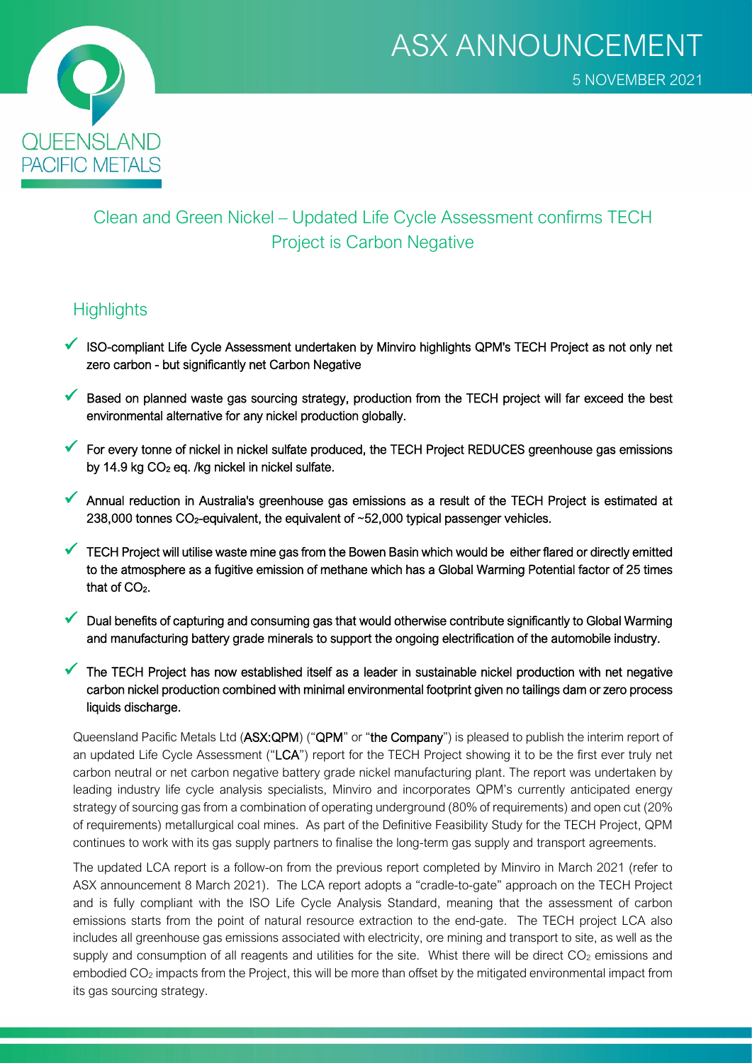# ASX ANNOUNCEMENT

5 NOVEMBER 2021

QUEENSLAND PACIFIC METALS

## Clean and Green Nickel – Updated Life Cycle Assessment confirms TECH Project is Carbon Negative

### Highlights

- ✓ **ISO-compliant Life Cycle Assessment undertaken by Minviro highlights QPM's TECH Project as not only net zero carbon - but significantly net Carbon Negative**
- ✓ **Based on planned waste gas sourcing strategy, production from the TECH project will far exceed the best environmental alternative for any nickel production globally.**
- ✓ **For every tonne of nickel in nickel sulfate produced, the TECH Project REDUCES greenhouse gas emissions by 14.9 kg $CO_2$ eq. /kg nickel in nickel sulfate.**
- ✓ **Annual reduction in Australia's greenhouse gas emissions as a result of the TECH Project is estimated at 238,000 tonnes $CO_2$-equivalent, the equivalent of ~52,000 typical passenger vehicles.**
- ✓ **TECH Project will utilise waste mine gas from the Bowen Basin which would be either flared or directly emitted to the atmosphere as a fugitive emission of methane which has a Global Warming Potential factor of 25 times that of $CO_2$.**
- ✓ **Dual benefits of capturing and consuming gas that would otherwise contribute significantly to Global Warming and manufacturing battery grade minerals to support the ongoing electrification of the automobile industry.**
- ✓ **The TECH Project has now established itself as a leader in sustainable nickel production with net negative carbon nickel production combined with minimal environmental footprint given no tailings dam or zero process liquids discharge.**

Queensland Pacific Metals Ltd (**ASX:QPM**) ("**QPM**" or "**the Company**") is pleased to publish the interim report of an updated Life Cycle Assessment ("**LCA**") report for the TECH Project showing it to be the first ever truly net carbon neutral or net carbon negative battery grade nickel manufacturing plant. The report was undertaken by leading industry life cycle analysis specialists, Minviro and incorporates QPM's currently anticipated energy strategy of sourcing gas from a combination of operating underground (80% of requirements) and open cut (20% of requirements) metallurgical coal mines. As part of the Definitive Feasibility Study for the TECH Project, QPM continues to work with its gas supply partners to finalise the long-term gas supply and transport agreements.

The updated LCA report is a follow-on from the previous report completed by Minviro in March 2021 (refer to ASX announcement 8 March 2021). The LCA report adopts a "cradle-to-gate" approach on the TECH Project and is fully compliant with the ISO Life Cycle Analysis Standard, meaning that the assessment of carbon emissions starts from the point of natural resource extraction to the end-gate. The TECH project LCA also includes all greenhouse gas emissions associated with electricity, ore mining and transport to site, as well as the supply and consumption of all reagents and utilities for the site. Whist there will be direct $CO_2$ emissions and embodied $CO_2$ impacts from the Project, this will be more than offset by the mitigated environmental impact from its gas sourcing strategy.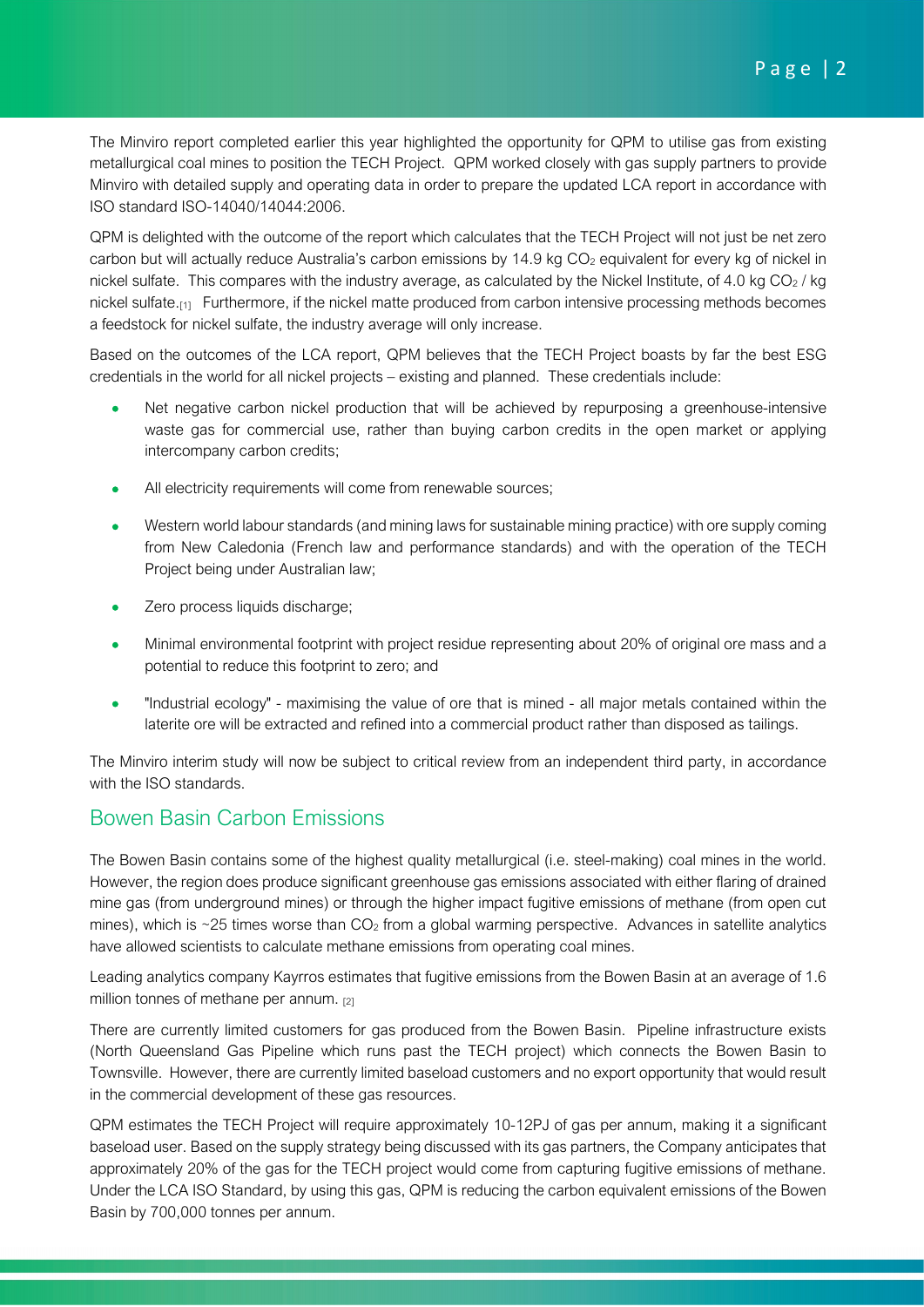The Minviro report completed earlier this year highlighted the opportunity for QPM to utilise gas from existing metallurgical coal mines to position the TECH Project. QPM worked closely with gas supply partners to provide Minviro with detailed supply and operating data in order to prepare the updated LCA report in accordance with ISO standard ISO-14040/14044:2006.

QPM is delighted with the outcome of the report which calculates that the TECH Project will not just be net zero carbon but will actually reduce Australia's carbon emissions by 14.9 kg $CO_2$ equivalent for every kg of nickel in nickel sulfate. This compares with the industry average, as calculated by the Nickel Institute, of 4.0 kg $CO_2$ / kg nickel sulfate.[1] Furthermore, if the nickel matte produced from carbon intensive processing methods becomes a feedstock for nickel sulfate, the industry average will only increase.

Based on the outcomes of the LCA report, QPM believes that the TECH Project boasts by far the best ESG credentials in the world for all nickel projects – existing and planned. These credentials include:

- Net negative carbon nickel production that will be achieved by repurposing a greenhouse-intensive waste gas for commercial use, rather than buying carbon credits in the open market or applying intercompany carbon credits;
- All electricity requirements will come from renewable sources;
- Western world labour standards (and mining laws for sustainable mining practice) with ore supply coming from New Caledonia (French law and performance standards) and with the operation of the TECH Project being under Australian law;
- Zero process liquids discharge;
- Minimal environmental footprint with project residue representing about 20% of original ore mass and a potential to reduce this footprint to zero; and
- "Industrial ecology" - maximising the value of ore that is mined - all major metals contained within the laterite ore will be extracted and refined into a commercial product rather than disposed as tailings.

The Minviro interim study will now be subject to critical review from an independent third party, in accordance with the ISO standards.

## Bowen Basin Carbon Emissions

The Bowen Basin contains some of the highest quality metallurgical (i.e. steel-making) coal mines in the world. However, the region does produce significant greenhouse gas emissions associated with either flaring of drained mine gas (from underground mines) or through the higher impact fugitive emissions of methane (from open cut mines), which is ~25 times worse than $CO_2$ from a global warming perspective. Advances in satellite analytics have allowed scientists to calculate methane emissions from operating coal mines.

Leading analytics company Kayrros estimates that fugitive emissions from the Bowen Basin at an average of 1.6 million tonnes of methane per annum. [2]

There are currently limited customers for gas produced from the Bowen Basin. Pipeline infrastructure exists (North Queensland Gas Pipeline which runs past the TECH project) which connects the Bowen Basin to Townsville. However, there are currently limited baseload customers and no export opportunity that would result in the commercial development of these gas resources.

QPM estimates the TECH Project will require approximately 10-12PJ of gas per annum, making it a significant baseload user. Based on the supply strategy being discussed with its gas partners, the Company anticipates that approximately 20% of the gas for the TECH project would come from capturing fugitive emissions of methane. Under the LCA ISO Standard, by using this gas, QPM is reducing the carbon equivalent emissions of the Bowen Basin by 700,000 tonnes per annum.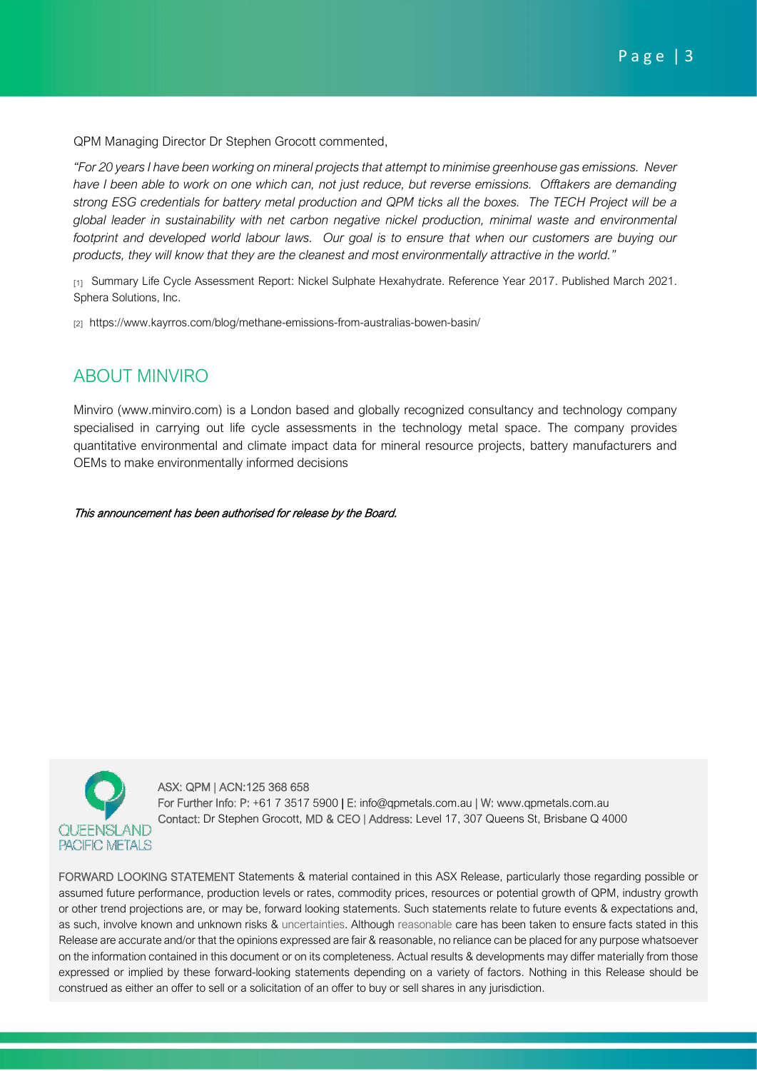QPM Managing Director Dr Stephen Grocott commented,

*"For 20 years I have been working on mineral projects that attempt to minimise greenhouse gas emissions. Never have I been able to work on one which can, not just reduce, but reverse emissions. Offtakers are demanding strong ESG credentials for battery metal production and QPM ticks all the boxes. The TECH Project will be a global leader in sustainability with net carbon negative nickel production, minimal waste and environmental footprint and developed world labour laws. Our goal is to ensure that when our customers are buying our products, they will know that they are the cleanest and most environmentally attractive in the world."*

[1] Summary Life Cycle Assessment Report: Nickel Sulphate Hexahydrate. Reference Year 2017. Published March 2021. Sphera Solutions, Inc.

[2] https://www.kayrros.com/blog/methane-emissions-from-australias-bowen-basin/

## ABOUT MINVIRO

Minviro (www.minviro.com) is a London based and globally recognized consultancy and technology company specialised in carrying out life cycle assessments in the technology metal space. The company provides quantitative environmental and climate impact data for mineral resource projects, battery manufacturers and OEMs to make environmentally informed decisions

***This announcement has been authorised for release by the Board.***

QUEENSLAND PACIFIC METALS

ASX: QPM | ACN:125 368 658
For Further Info: P: +61 7 3517 5900 | E: info@qpmetals.com.au | W: www.qpmetals.com.au
Contact: Dr Stephen Grocott, MD & CEO | Address: Level 17, 307 Queens St, Brisbane Q 4000

FORWARD LOOKING STATEMENT Statements & material contained in this ASX Release, particularly those regarding possible or assumed future performance, production levels or rates, commodity prices, resources or potential growth of QPM, industry growth or other trend projections are, or may be, forward looking statements. Such statements relate to future events & expectations and, as such, involve known and unknown risks & uncertainties. Although reasonable care has been taken to ensure facts stated in this Release are accurate and/or that the opinions expressed are fair & reasonable, no reliance can be placed for any purpose whatsoever on the information contained in this document or on its completeness. Actual results & developments may differ materially from those expressed or implied by these forward-looking statements depending on a variety of factors. Nothing in this Release should be construed as either an offer to sell or a solicitation of an offer to buy or sell shares in any jurisdiction.